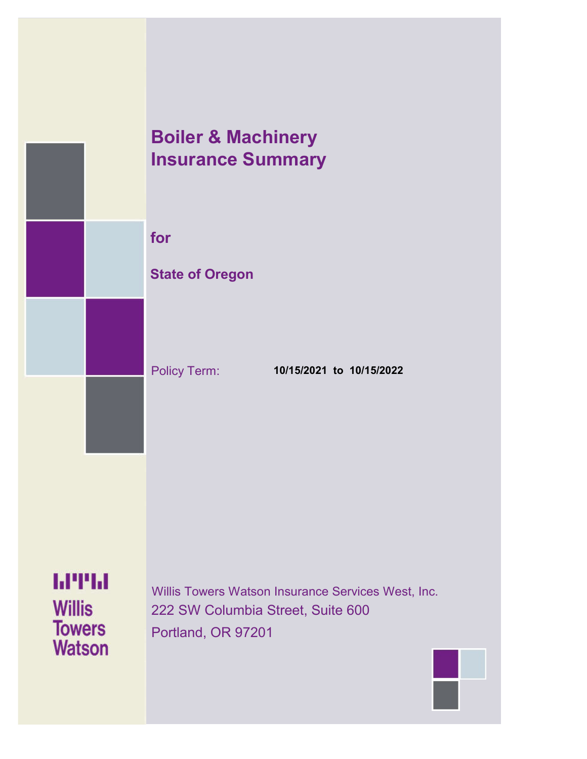# Boiler & Machinery Insurance Summary

**for**

**State of Oregon**

Policy Term: **10/15/2021 to 10/15/2022**

Willis Towers Watson

Willis Towers Watson Insurance Services West, Inc.
222 SW Columbia Street, Suite 600
Portland, OR 97201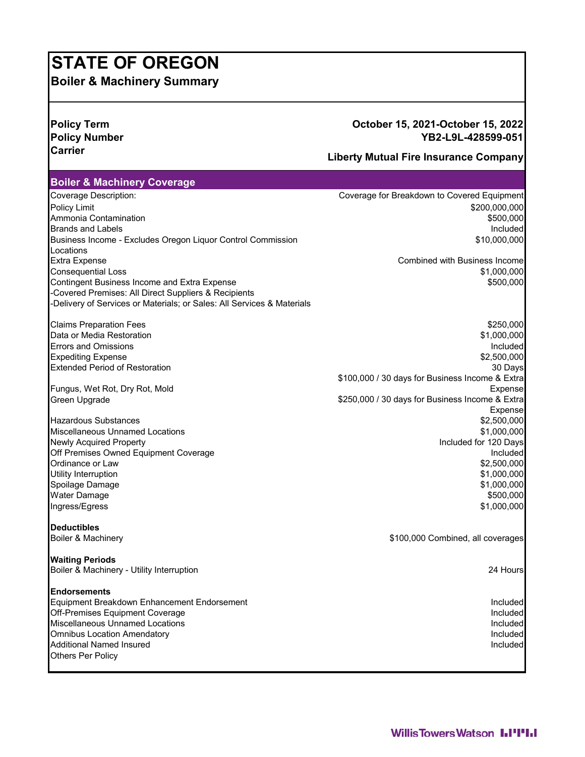# STATE OF OREGON

## Boiler & Machinery Summary

| | |
|---|---|
| **Policy Term** | **October 15, 2021-October 15, 2022** |
| **Policy Number** | **YB2-L9L-428599-051** |
| **Carrier** | **Liberty Mutual Fire Insurance Company** |

### Boiler & Machinery Coverage

| | |
|---|---|
| Coverage Description: | Coverage for Breakdown to Covered Equipment |
| Policy Limit | $200,000,000 |
| Ammonia Contamination | $500,000 |
| Brands and Labels | Included |
| Business Income - Excludes Oregon Liquor Control Commission Locations | $10,000,000 |
| Extra Expense | Combined with Business Income |
| Consequential Loss | $1,000,000 |
| Contingent Business Income and Extra Expense<br>-Covered Premises: All Direct Suppliers & Recipients<br>-Delivery of Services or Materials; or Sales: All Services & Materials | $500,000 |
| Claims Preparation Fees | $250,000 |
| Data or Media Restoration | $1,000,000 |
| Errors and Omissions | Included |
| Expediting Expense | $2,500,000 |
| Extended Period of Restoration | 30 Days |
| Fungus, Wet Rot, Dry Rot, Mold | $100,000 / 30 days for Business Income & Extra Expense |
| Green Upgrade | $250,000 / 30 days for Business Income & Extra Expense |
| Hazardous Substances | $2,500,000 |
| Miscellaneous Unnamed Locations | $1,000,000 |
| Newly Acquired Property | Included for 120 Days |
| Off Premises Owned Equipment Coverage | Included |
| Ordinance or Law | $2,500,000 |
| Utility Interruption | $1,000,000 |
| Spoilage Damage | $1,000,000 |
| Water Damage | $500,000 |
| Ingress/Egress | $1,000,000 |

**Deductibles**

| | |
|---|---|
| Boiler & Machinery | $100,000 Combined, all coverages |

**Waiting Periods**

| | |
|---|---|
| Boiler & Machinery - Utility Interruption | 24 Hours |

**Endorsements**

| | |
|---|---|
| Equipment Breakdown Enhancement Endorsement | Included |
| Off-Premises Equipment Coverage | Included |
| Miscellaneous Unnamed Locations | Included |
| Omnibus Location Amendatory | Included |
| Additional Named Insured | Included |
| Others Per Policy | |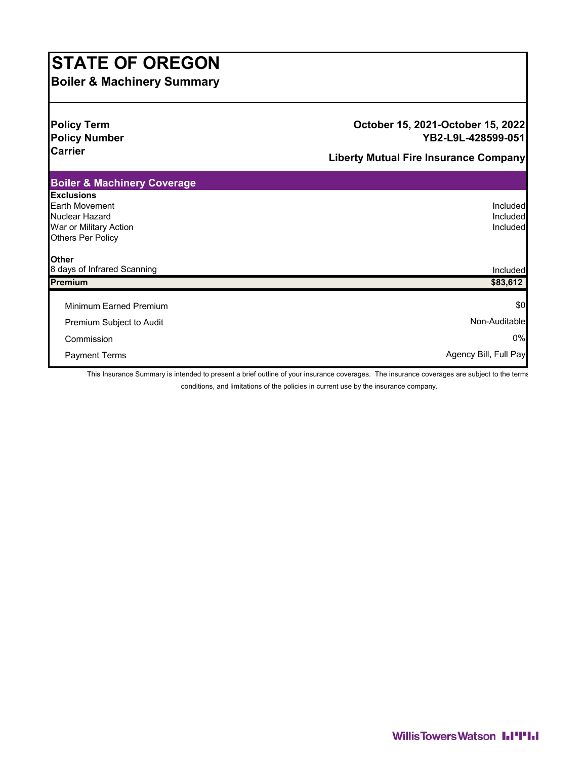# STATE OF OREGON

## Boiler & Machinery Summary

| | |
|---|---|
| **Policy Term** | **October 15, 2021-October 15, 2022** |
| **Policy Number** | **YB2-L9L-428599-051** |
| **Carrier** | **Liberty Mutual Fire Insurance Company** |

### Boiler & Machinery Coverage

| | |
|---|---|
| **Exclusions** | |
| Earth Movement | Included |
| Nuclear Hazard | Included |
| War or Military Action | Included |
| Others Per Policy | |
| | |
| **Other** | |
| 8 days of Infrared Scanning | Included |
| **Premium** | **$83,612** |
| Minimum Earned Premium | $0 |
| Premium Subject to Audit | Non-Auditable |
| Commission | 0% |
| Payment Terms | Agency Bill, Full Pay |

This Insurance Summary is intended to present a brief outline of your insurance coverages. The insurance coverages are subject to the terms conditions, and limitations of the policies in current use by the insurance company.

WillisTowersWatson